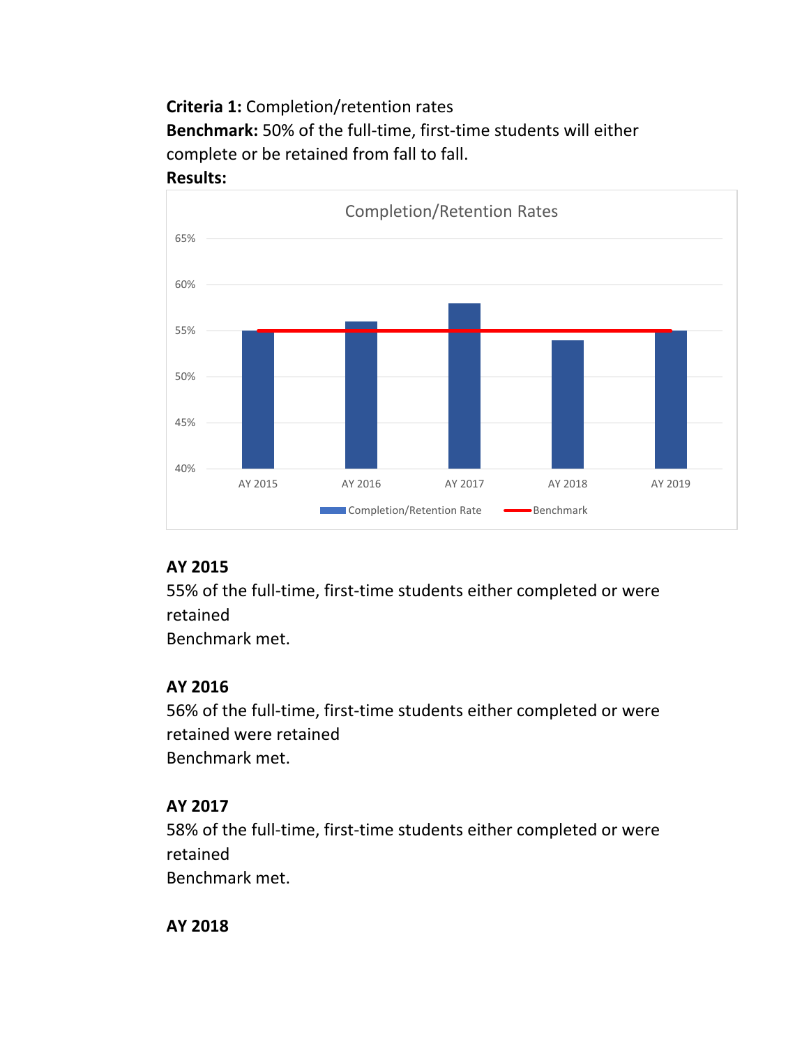**Criteria 1:** Completion/retention rates

**Benchmark:** 50% of the full-time, first-time students will either complete or be retained from fall to fall.

**Results:**

Completion/Retention Rates

| | AY 2015 | AY 2016 | AY 2017 | AY 2018 | AY 2019 |
|---|---|---|---|---|---|
| Completion/Retention Rate | 55% | 56% | 58% | 54% | 55% |
| Benchmark | 55% | 55% | 55% | 55% | 55% |

**AY 2015**

55% of the full-time, first-time students either completed or were retained

Benchmark met.

**AY 2016**

56% of the full-time, first-time students either completed or were retained were retained

Benchmark met.

**AY 2017**

58% of the full-time, first-time students either completed or were retained

Benchmark met.

**AY 2018**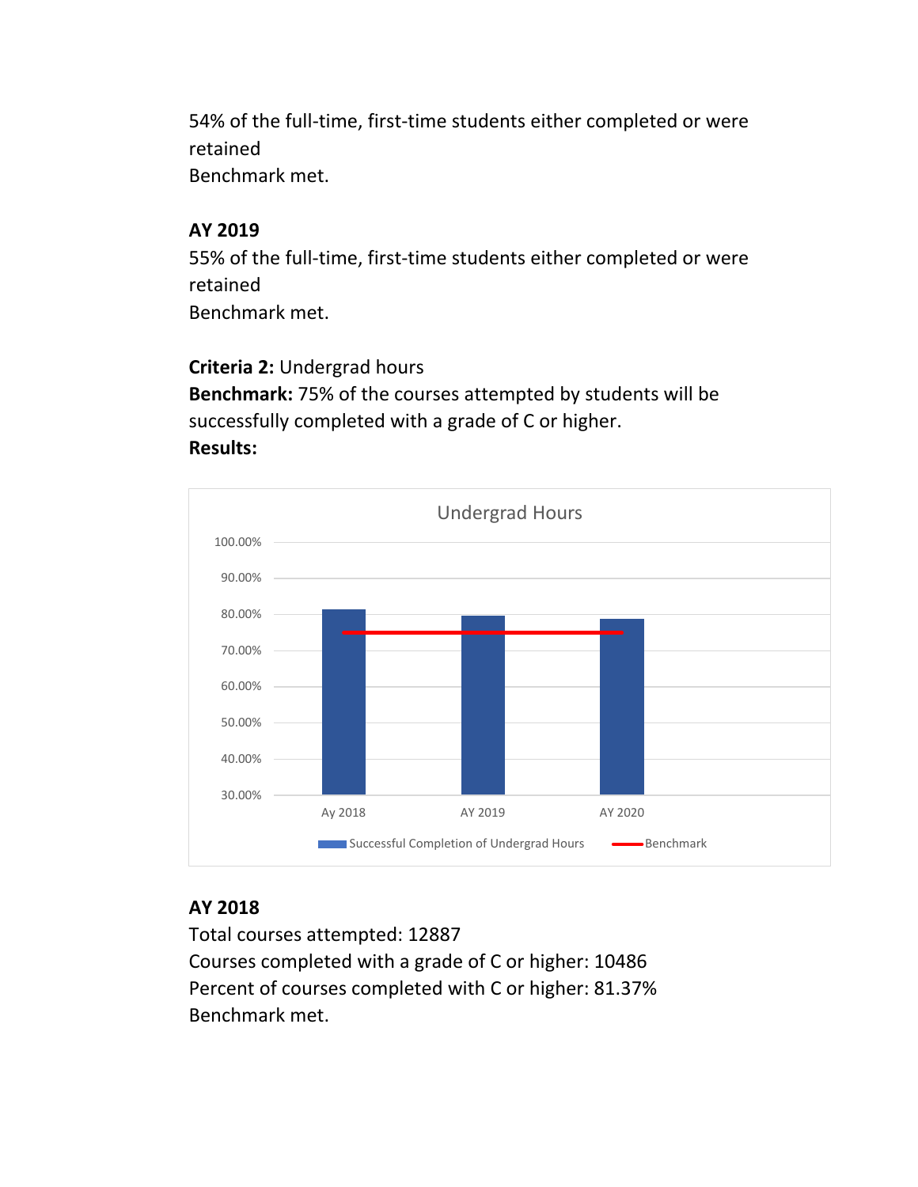54% of the full-time, first-time students either completed or were retained
Benchmark met.

**AY 2019**
55% of the full-time, first-time students either completed or were retained
Benchmark met.

**Criteria 2:** Undergrad hours
**Benchmark:** 75% of the courses attempted by students will be successfully completed with a grade of C or higher.
**Results:**

**AY 2018**
Total courses attempted: 12887
Courses completed with a grade of C or higher: 10486
Percent of courses completed with C or higher: 81.37%
Benchmark met.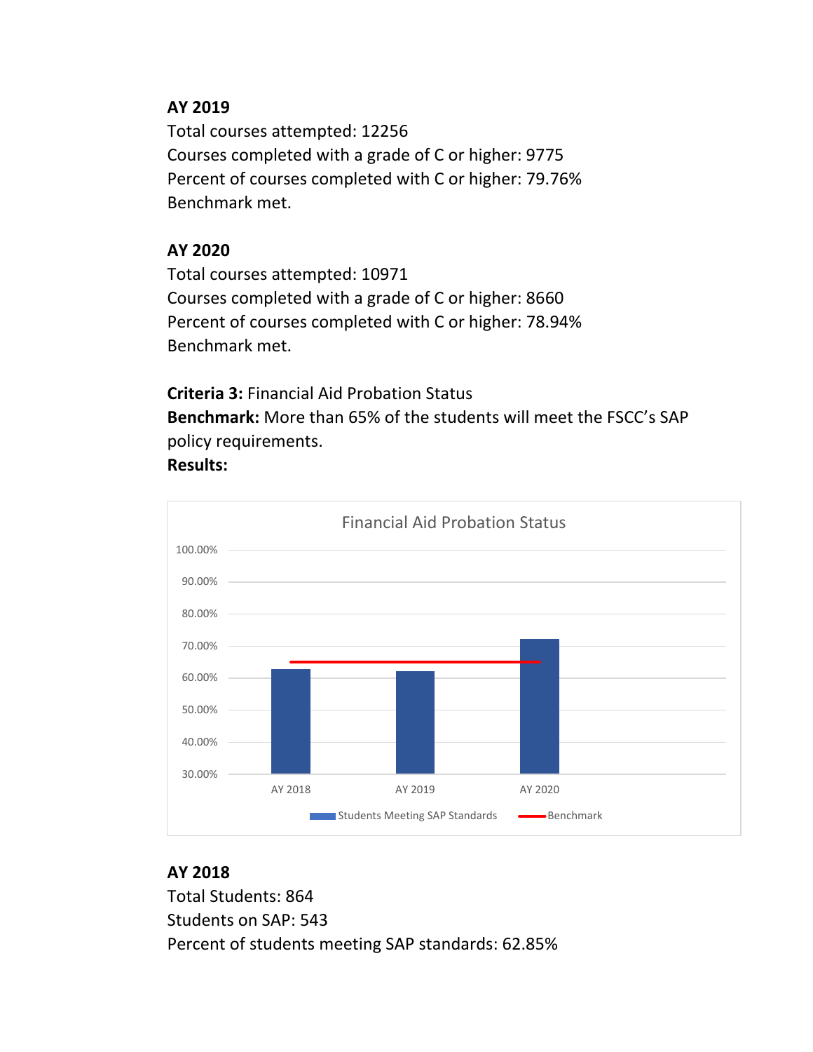**AY 2019**
Total courses attempted: 12256
Courses completed with a grade of C or higher: 9775
Percent of courses completed with C or higher: 79.76%
Benchmark met.

**AY 2020**
Total courses attempted: 10971
Courses completed with a grade of C or higher: 8660
Percent of courses completed with C or higher: 78.94%
Benchmark met.

**Criteria 3:** Financial Aid Probation Status
**Benchmark:** More than 65% of the students will meet the FSCC's SAP policy requirements.
**Results:**

**AY 2018**
Total Students: 864
Students on SAP: 543
Percent of students meeting SAP standards: 62.85%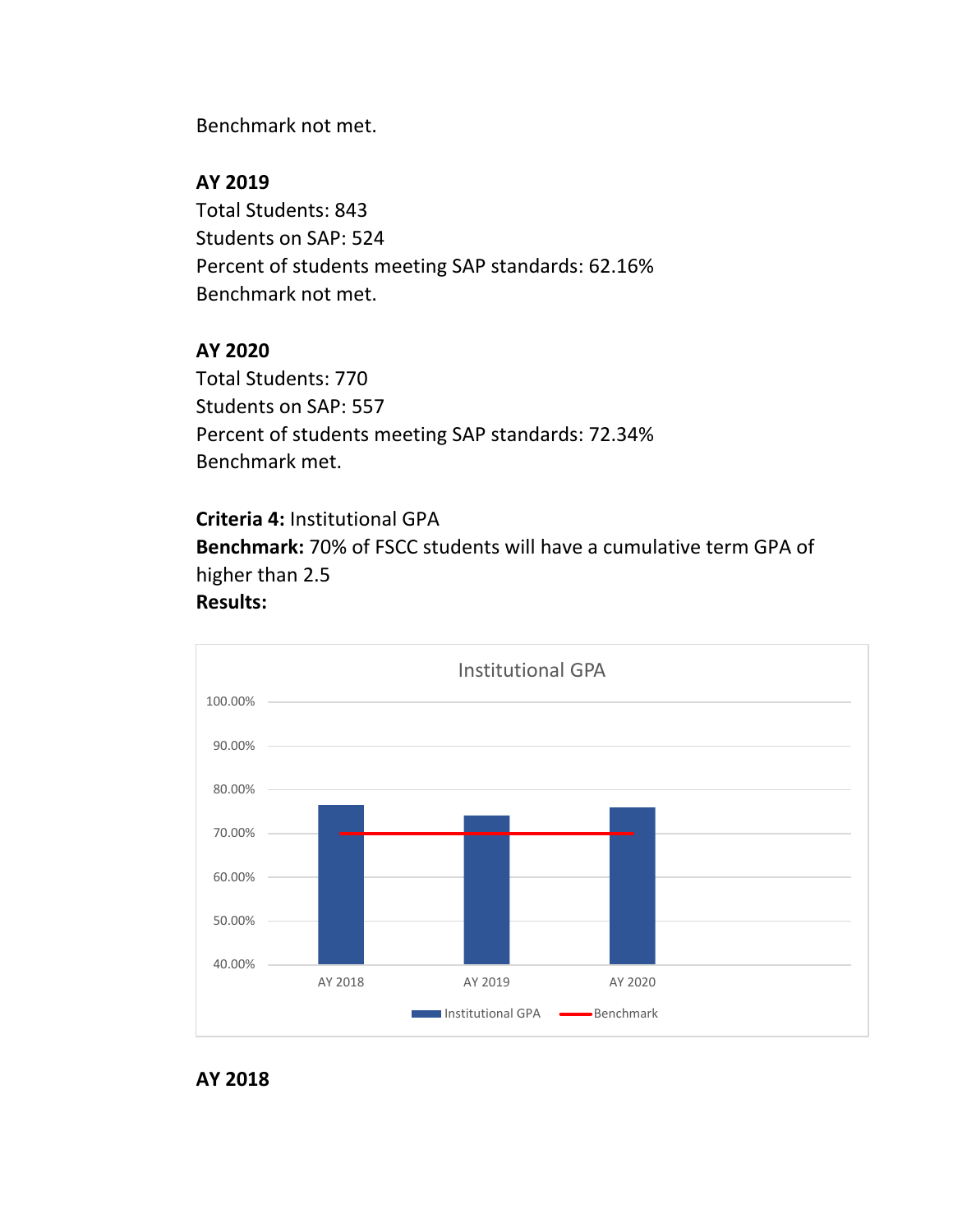Benchmark not met.

**AY 2019**
Total Students: 843
Students on SAP: 524
Percent of students meeting SAP standards: 62.16%
Benchmark not met.

**AY 2020**
Total Students: 770
Students on SAP: 557
Percent of students meeting SAP standards: 72.34%
Benchmark met.

**Criteria 4:** Institutional GPA
**Benchmark:** 70% of FSCC students will have a cumulative term GPA of higher than 2.5
**Results:**

**AY 2018**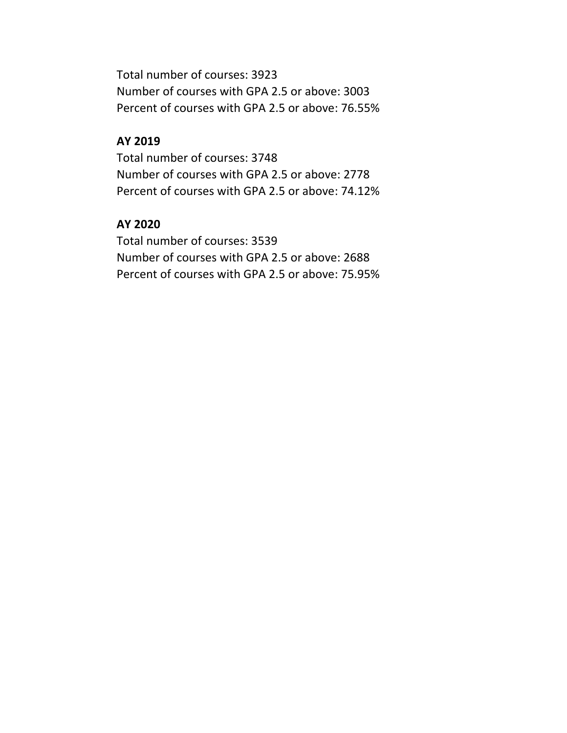Total number of courses: 3923
Number of courses with GPA 2.5 or above: 3003
Percent of courses with GPA 2.5 or above: 76.55%

**AY 2019**

Total number of courses: 3748
Number of courses with GPA 2.5 or above: 2778
Percent of courses with GPA 2.5 or above: 74.12%

**AY 2020**

Total number of courses: 3539
Number of courses with GPA 2.5 or above: 2688
Percent of courses with GPA 2.5 or above: 75.95%